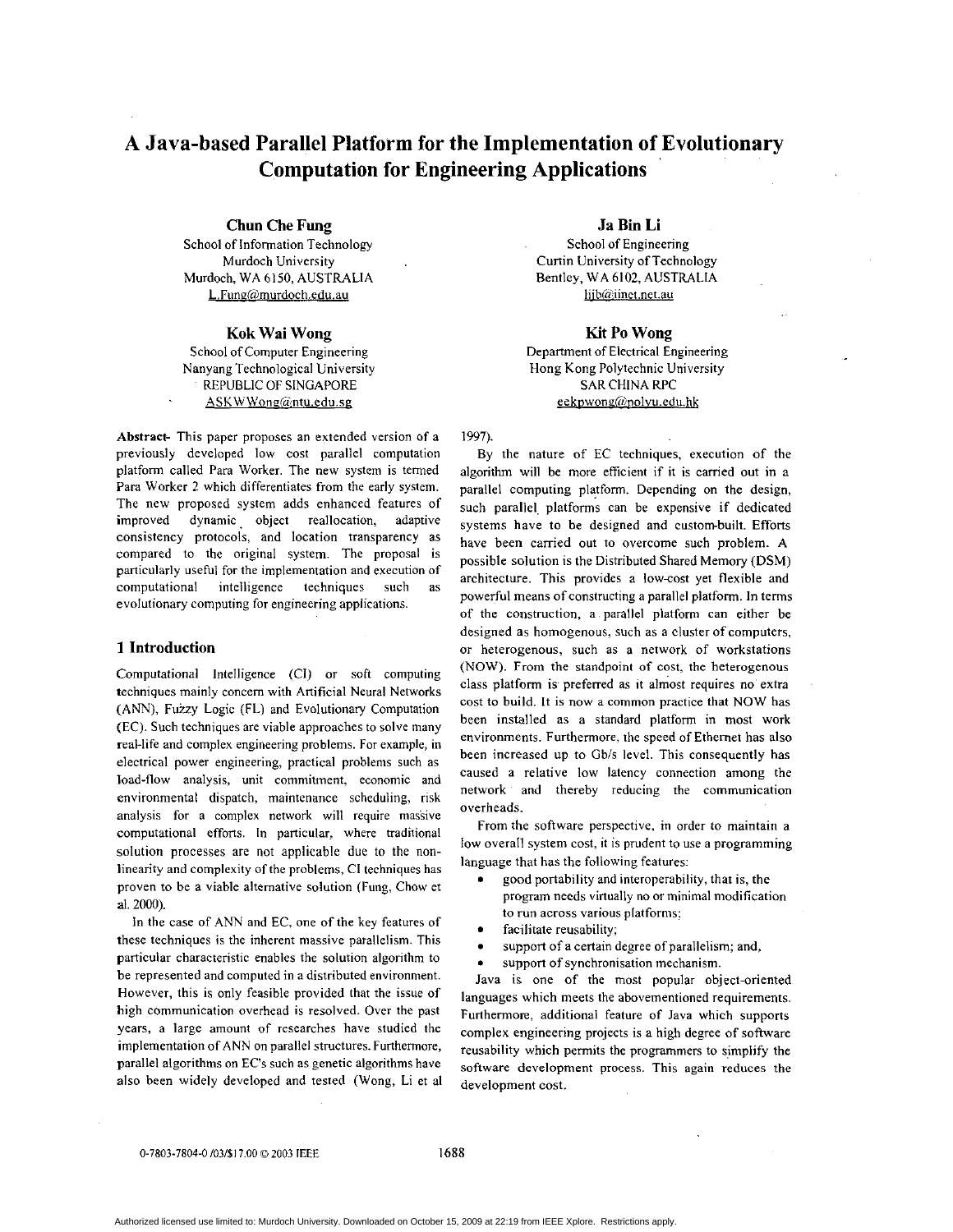# A Java-based Parallel Platform for the Implementation of Evolutionary Computation for Engineering Applications

**Chun Che Fung**
School of Information Technology
Murdoch University
Murdoch, WA 6150, AUSTRALIA
L.Fung@murdoch.edu.au

**Ja Bin Li**
School of Engineering
Curtin University of Technology
Bentley, WA 6102, AUSTRALIA
lijb@iinet.net.au

**Kok Wai Wong**
School of Computer Engineering
Nanyang Technological University
REPUBLIC OF SINGAPORE
ASKWWong@ntu.edu.sg

**Kit Po Wong**
Department of Electrical Engineering
Hong Kong Polytechnic University
SAR CHINA RPC
eekpwong@polyu.edu.hk

**Abstract-** This paper proposes an extended version of a previously developed low cost parallel computation platform called Para Worker. The new system is termed Para Worker 2 which differentiates from the early system. The new proposed system adds enhanced features of improved dynamic object reallocation, adaptive consistency protocols, and location transparency as compared to the original system. The proposal is particularly useful for the implementation and execution of computational intelligence techniques such as evolutionary computing for engineering applications.

## 1 Introduction

Computational Intelligence (CI) or soft computing techniques mainly concern with Artificial Neural Networks (ANN), Fuzzy Logic (FL) and Evolutionary Computation (EC). Such techniques are viable approaches to solve many real-life and complex engineering problems. For example, in electrical power engineering, practical problems such as load-flow analysis, unit commitment, economic and environmental dispatch, maintenance scheduling, risk analysis for a complex network will require massive computational efforts. In particular, where traditional solution processes are not applicable due to the non-linearity and complexity of the problems, CI techniques has proven to be a viable alternative solution (Fung, Chow et al. 2000).

In the case of ANN and EC, one of the key features of these techniques is the inherent massive parallelism. This particular characteristic enables the solution algorithm to be represented and computed in a distributed environment. However, this is only feasible provided that the issue of high communication overhead is resolved. Over the past years, a large amount of researches have studied the implementation of ANN on parallel structures. Furthermore, parallel algorithms on EC's such as genetic algorithms have also been widely developed and tested (Wong, Li et al 1997).

By the nature of EC techniques, execution of the algorithm will be more efficient if it is carried out in a parallel computing platform. Depending on the design, such parallel platforms can be expensive if dedicated systems have to be designed and custom-built. Efforts have been carried out to overcome such problem. A possible solution is the Distributed Shared Memory (DSM) architecture. This provides a low-cost yet flexible and powerful means of constructing a parallel platform. In terms of the construction, a parallel platform can either be designed as homogenous, such as a cluster of computers, or heterogenous, such as a network of workstations (NOW). From the standpoint of cost, the heterogenous class platform is preferred as it almost requires no extra cost to build. It is now a common practice that NOW has been installed as a standard platform in most work environments. Furthermore, the speed of Ethernet has also been increased up to Gb/s level. This consequently has caused a relative low latency connection among the network and thereby reducing the communication overheads.

From the software perspective, in order to maintain a low overall system cost, it is prudent to use a programming language that has the following features:

- good portability and interoperability, that is, the program needs virtually no or minimal modification to run across various platforms;
- facilitate reusability;
- support of a certain degree of parallelism; and,
- support of synchronisation mechanism.

Java is one of the most popular object-oriented languages which meets the abovementioned requirements. Furthermore, additional feature of Java which supports complex engineering projects is a high degree of software reusability which permits the programmers to simplify the software development process. This again reduces the development cost.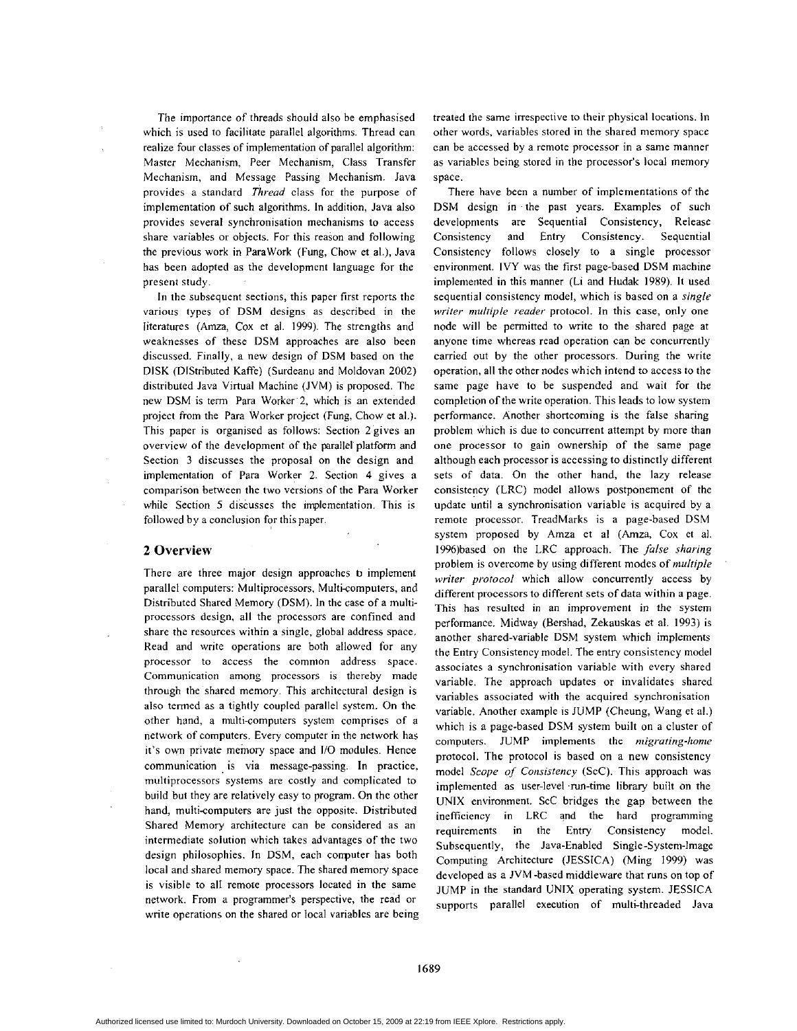The importance of threads should also be emphasised which is used to facilitate parallel algorithms. Thread can realize four classes of implementation of parallel algorithm: Master Mechanism, Peer Mechanism, Class Transfer Mechanism, and Message Passing Mechanism. Java provides a standard *Thread* class for the purpose of implementation of such algorithms. In addition, Java also provides several synchronisation mechanisms to access share variables or objects. For this reason and following the previous work in ParaWork (Fung, Chow et al.), Java has been adopted as the development language for the present study.

In the subsequent sections, this paper first reports the various types of DSM designs as described in the literatures (Amza, Cox et al. 1999). The strengths and weaknesses of these DSM approaches are also been discussed. Finally, a new design of DSM based on the DISK (DIStributed Kaffe) (Surdeanu and Moldovan 2002) distributed Java Virtual Machine (JVM) is proposed. The new DSM is term Para Worker 2, which is an extended project from the Para Worker project (Fung, Chow et al.). This paper is organised as follows: Section 2 gives an overview of the development of the parallel platform and Section 3 discusses the proposal on the design and implementation of Para Worker 2. Section 4 gives a comparison between the two versions of the Para Worker while Section 5 discusses the implementation. This is followed by a conclusion for this paper.

## 2 Overview

There are three major design approaches to implement parallel computers: Multiprocessors, Multi-computers, and Distributed Shared Memory (DSM). In the case of a multi-processors design, all the processors are confined and share the resources within a single, global address space. Read and write operations are both allowed for any processor to access the common address space. Communication among processors is thereby made through the shared memory. This architectural design is also termed as a tightly coupled parallel system. On the other hand, a multi-computers system comprises of a network of computers. Every computer in the network has it's own private memory space and I/O modules. Hence communication is via message-passing. In practice, multiprocessors systems are costly and complicated to build but they are relatively easy to program. On the other hand, multi-computers are just the opposite. Distributed Shared Memory architecture can be considered as an intermediate solution which takes advantages of the two design philosophies. In DSM, each computer has both local and shared memory space. The shared memory space is visible to all remote processors located in the same network. From a programmer's perspective, the read or write operations on the shared or local variables are being treated the same irrespective to their physical locations. In other words, variables stored in the shared memory space can be accessed by a remote processor in a same manner as variables being stored in the processor's local memory space.

There have been a number of implementations of the DSM design in the past years. Examples of such developments are Sequential Consistency, Release Consistency and Entry Consistency. Sequential Consistency follows closely to a single processor environment. IVY was the first page-based DSM machine implemented in this manner (Li and Hudak 1989). It used sequential consistency model, which is based on a *single writer multiple reader* protocol. In this case, only one node will be permitted to write to the shared page at anyone time whereas read operation can be concurrently carried out by the other processors. During the write operation, all the other nodes which intend to access to the same page have to be suspended and wait for the completion of the write operation. This leads to low system performance. Another shortcoming is the false sharing problem which is due to concurrent attempt by more than one processor to gain ownership of the same page although each processor is accessing to distinctly different sets of data. On the other hand, the lazy release consistency (LRC) model allows postponement of the update until a synchronisation variable is acquired by a remote processor. TreadMarks is a page-based DSM system proposed by Amza et al (Amza, Cox et al. 1996)based on the LRC approach. The *false sharing* problem is overcome by using different modes of *multiple writer protocol* which allow concurrently access by different processors to different sets of data within a page. This has resulted in an improvement in the system performance. Midway (Bershad, Zekauskas et al. 1993) is another shared-variable DSM system which implements the Entry Consistency model. The entry consistency model associates a synchronisation variable with every shared variable. The approach updates or invalidates shared variables associated with the acquired synchronisation variable. Another example is JUMP (Cheung, Wang et al.) which is a page-based DSM system built on a cluster of computers. JUMP implements the *migrating-home* protocol. The protocol is based on a new consistency model *Scope of Consistency* (ScC). This approach was implemented as user-level run-time library built on the UNIX environment. ScC bridges the gap between the inefficiency in LRC and the hard programming requirements in the Entry Consistency model. Subsequently, the Java-Enabled Single-System-Image Computing Architecture (JESSICA) (Ming 1999) was developed as a JVM-based middleware that runs on top of JUMP in the standard UNIX operating system. JESSICA supports parallel execution of multi-threaded Java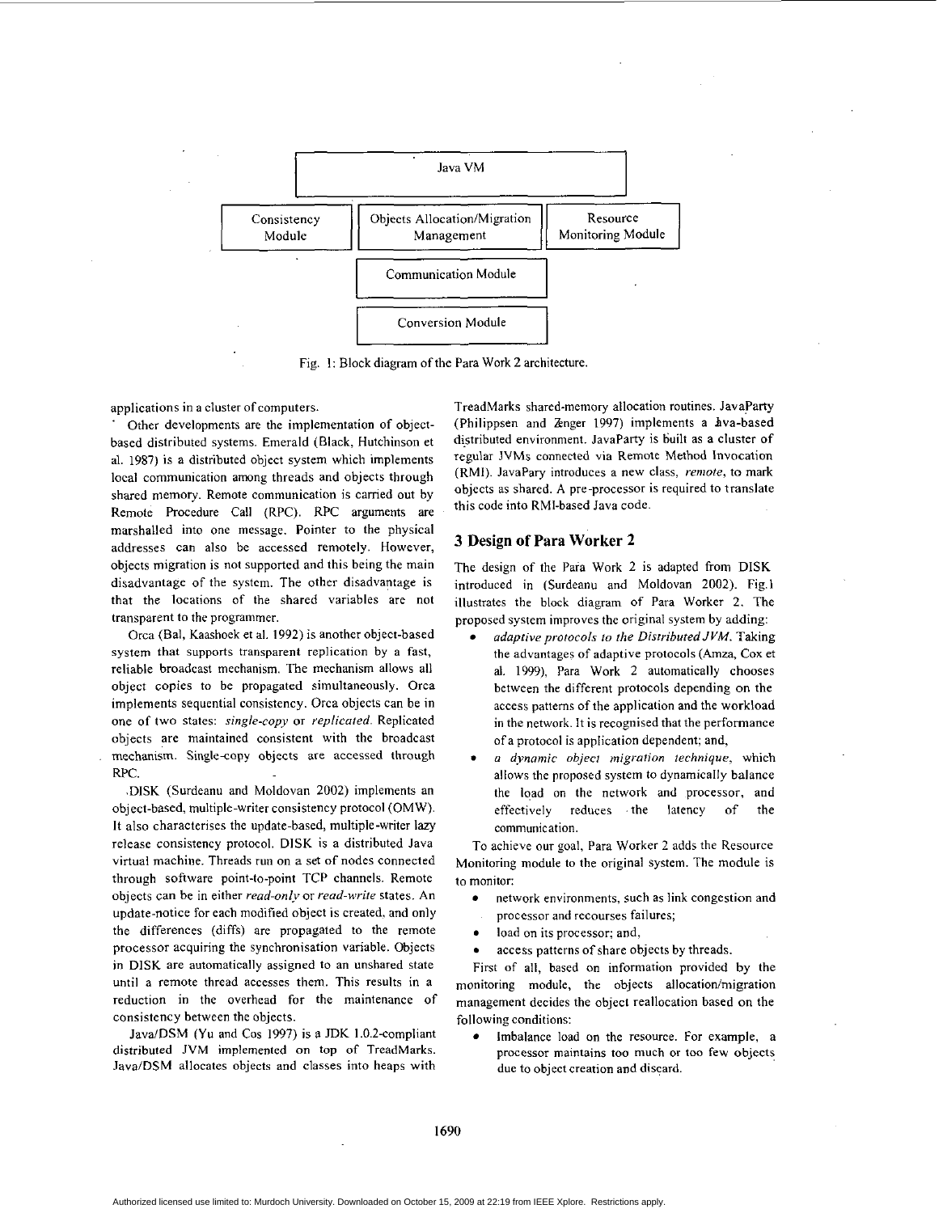Java VM

| Consistency Module | Objects Allocation/Migration Management | Resource Monitoring Module |
| --- | --- | --- |
| | Communication Module | |
| | Conversion Module | |

Fig. 1: Block diagram of the Para Work 2 architecture.

applications in a cluster of computers.

Other developments are the implementation of object-based distributed systems. Emerald (Black, Hutchinson et al. 1987) is a distributed object system which implements local communication among threads and objects through shared memory. Remote communication is carried out by Remote Procedure Call (RPC). RPC arguments are marshalled into one message. Pointer to the physical addresses can also be accessed remotely. However, objects migration is not supported and this being the main disadvantage of the system. The other disadvantage is that the locations of the shared variables are not transparent to the programmer.

Orca (Bal, Kaashoek et al. 1992) is another object-based system that supports transparent replication by a fast, reliable broadcast mechanism. The mechanism allows all object copies to be propagated simultaneously. Orca implements sequential consistency. Orca objects can be in one of two states: *single-copy* or *replicated*. Replicated objects are maintained consistent with the broadcast mechanism. Single-copy objects are accessed through RPC.

DISK (Surdeanu and Moldovan 2002) implements an object-based, multiple-writer consistency protocol (OMW). It also characterises the update-based, multiple-writer lazy release consistency protocol. DISK is a distributed Java virtual machine. Threads run on a set of nodes connected through software point-to-point TCP channels. Remote objects can be in either *read-only* or *read-write* states. An update-notice for each modified object is created, and only the differences (diffs) are propagated to the remote processor acquiring the synchronisation variable. Objects in DISK are automatically assigned to an unshared state until a remote thread accesses them. This results in a reduction in the overhead for the maintenance of consistency between the objects.

Java/DSM (Yu and Cos 1997) is a JDK 1.0.2-compliant distributed JVM implemented on top of TreadMarks. Java/DSM allocates objects and classes into heaps with TreadMarks shared-memory allocation routines. JavaParty (Philippsen and Zenger 1997) implements a Java-based distributed environment. JavaParty is built as a cluster of regular JVMs connected via Remote Method Invocation (RMI). JavaPary introduces a new class, *remote*, to mark objects as shared. A pre-processor is required to translate this code into RMI-based Java code.

## 3 Design of Para Worker 2

The design of the Para Work 2 is adapted from DISK introduced in (Surdeanu and Moldovan 2002). Fig.1 illustrates the block diagram of Para Worker 2. The proposed system improves the original system by adding:

- *adaptive protocols to the Distributed JVM*. Taking the advantages of adaptive protocols (Amza, Cox et al. 1999), Para Work 2 automatically chooses between the different protocols depending on the access patterns of the application and the workload in the network. It is recognised that the performance of a protocol is application dependent; and,
- *a dynamic object migration technique*, which allows the proposed system to dynamically balance the load on the network and processor, and effectively reduces the latency of the communication.

To achieve our goal, Para Worker 2 adds the Resource Monitoring module to the original system. The module is to monitor:

- network environments, such as link congestion and processor and recourses failures;
- load on its processor; and,
- access patterns of share objects by threads.

First of all, based on information provided by the monitoring module, the objects allocation/migration management decides the object reallocation based on the following conditions:

- Imbalance load on the resource. For example, a processor maintains too much or too few objects due to object creation and discard.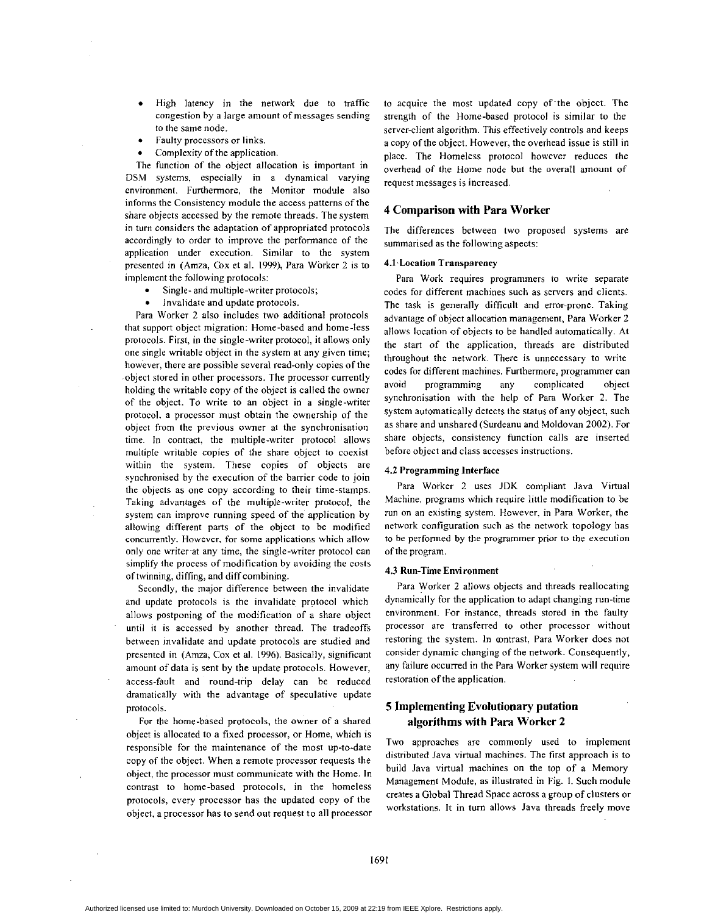- High latency in the network due to traffic congestion by a large amount of messages sending to the same node.
- Faulty processors or links.
- Complexity of the application.

The function of the object allocation is important in DSM systems, especially in a dynamical varying environment. Furthermore, the Monitor module also informs the Consistency module the access patterns of the share objects accessed by the remote threads. The system in turn considers the adaptation of appropriated protocols accordingly to order to improve the performance of the application under execution. Similar to the system presented in (Amza, Cox et al. 1999), Para Worker 2 is to implement the following protocols:

- Single- and multiple-writer protocols;
- Invalidate and update protocols.

Para Worker 2 also includes two additional protocols that support object migration: Home-based and home-less protocols. First, in the single-writer protocol, it allows only one single writable object in the system at any given time; however, there are possible several read-only copies of the object stored in other processors. The processor currently holding the writable copy of the object is called the owner of the object. To write to an object in a single-writer protocol, a processor must obtain the ownership of the object from the previous owner at the synchronisation time. In contract, the multiple-writer protocol allows multiple writable copies of the share object to coexist within the system. These copies of objects are synchronised by the execution of the barrier code to join the objects as one copy according to their time-stamps. Taking advantages of the multiple-writer protocol, the system can improve running speed of the application by allowing different parts of the object to be modified concurrently. However, for some applications which allow only one writer at any time, the single-writer protocol can simplify the process of modification by avoiding the costs of twinning, diffing, and diff combining.

Secondly, the major difference between the invalidate and update protocols is the invalidate protocol which allows postponing of the modification of a share object until it is accessed by another thread. The tradeoffs between invalidate and update protocols are studied and presented in (Amza, Cox et al. 1996). Basically, significant amount of data is sent by the update protocols. However, access-fault and round-trip delay can be reduced dramatically with the advantage of speculative update protocols.

For the home-based protocols, the owner of a shared object is allocated to a fixed processor, or Home, which is responsible for the maintenance of the most up-to-date copy of the object. When a remote processor requests the object, the processor must communicate with the Home. In contrast to home-based protocols, in the homeless protocols, every processor has the updated copy of the object, a processor has to send out request to all processor to acquire the most updated copy of the object. The strength of the Home-based protocol is similar to the server-client algorithm. This effectively controls and keeps a copy of the object. However, the overhead issue is still in place. The Homeless protocol however reduces the overhead of the Home node but the overall amount of request messages is increased.

## 4 Comparison with Para Worker

The differences between two proposed systems are summarised as the following aspects:

### 4.1 Location Transparency

Para Work requires programmers to write separate codes for different machines such as servers and clients. The task is generally difficult and error-prone. Taking advantage of object allocation management, Para Worker 2 allows location of objects to be handled automatically. At the start of the application, threads are distributed throughout the network. There is unnecessary to write codes for different machines. Furthermore, programmer can avoid programming any complicated object synchronisation with the help of Para Worker 2. The system automatically detects the status of any object, such as share and unshared (Surdeanu and Moldovan 2002). For share objects, consistency function calls are inserted before object and class accesses instructions.

### 4.2 Programming Interface

Para Worker 2 uses JDK compliant Java Virtual Machine, programs which require little modification to be run on an existing system. However, in Para Worker, the network configuration such as the network topology has to be performed by the programmer prior to the execution of the program.

### 4.3 Run-Time Environment

Para Worker 2 allows objects and threads reallocating dynamically for the application to adapt changing run-time environment. For instance, threads stored in the faulty processor are transferred to other processor without restoring the system. In contrast, Para Worker does not consider dynamic changing of the network. Consequently, any failure occurred in the Para Worker system will require restoration of the application.

## 5 Implementing Evolutionary putation algorithms with Para Worker 2

Two approaches are commonly used to implement distributed Java virtual machines. The first approach is to build Java virtual machines on the top of a Memory Management Module, as illustrated in Fig. 1. Such module creates a Global Thread Space across a group of clusters or workstations. It in turn allows Java threads freely move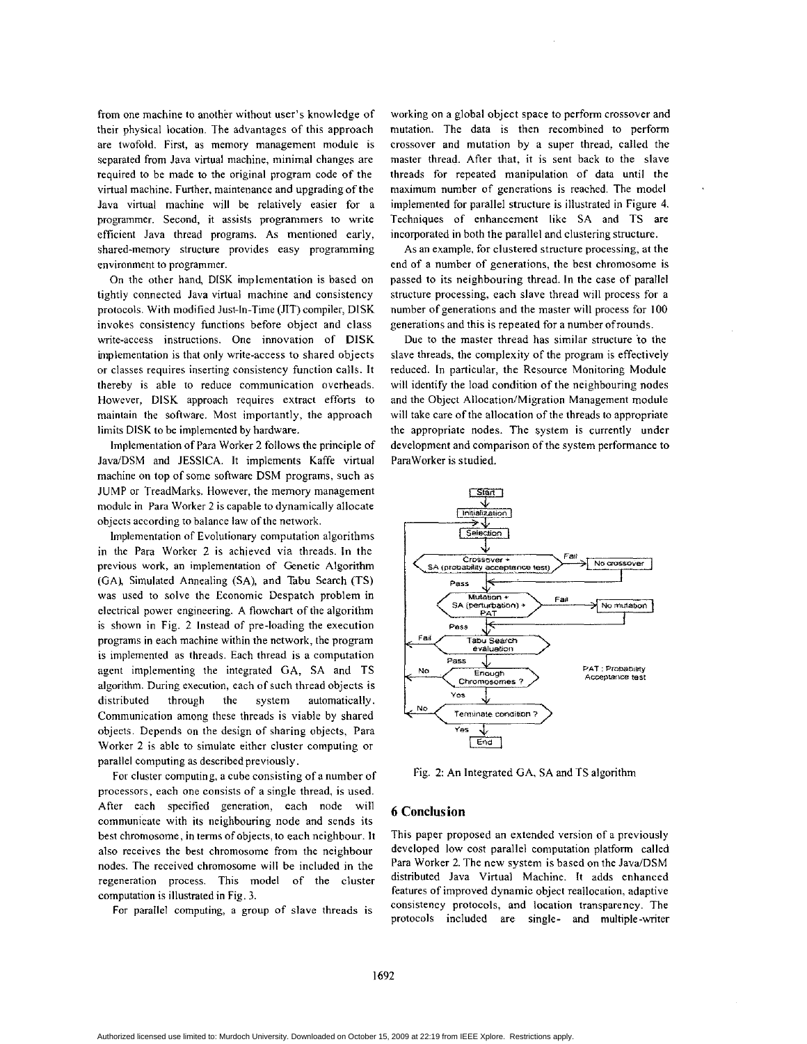from one machine to another without user's knowledge of their physical location. The advantages of this approach are twofold. First, as memory management module is separated from Java virtual machine, minimal changes are required to be made to the original program code of the virtual machine. Further, maintenance and upgrading of the Java virtual machine will be relatively easier for a programmer. Second, it assists programmers to write efficient Java thread programs. As mentioned early, shared-memory structure provides easy programming environment to programmer.

On the other hand, DISK implementation is based on tightly connected Java virtual machine and consistency protocols. With modified Just-In-Time (JIT) compiler, DISK invokes consistency functions before object and class write-access instructions. One innovation of DISK implementation is that only write-access to shared objects or classes requires inserting consistency function calls. It thereby is able to reduce communication overheads. However, DISK approach requires extract efforts to maintain the software. Most importantly, the approach limits DISK to be implemented by hardware.

Implementation of Para Worker 2 follows the principle of Java/DSM and JESSICA. It implements Kaffe virtual machine on top of some software DSM programs, such as JUMP or TreadMarks. However, the memory management module in Para Worker 2 is capable to dynamically allocate objects according to balance law of the network.

Implementation of Evolutionary computation algorithms in the Para Worker 2 is achieved via threads. In the previous work, an implementation of Genetic Algorithm (GA), Simulated Annealing (SA), and Tabu Search (TS) was used to solve the Economic Despatch problem in electrical power engineering. A flowchart of the algorithm is shown in Fig. 2 Instead of pre-loading the execution programs in each machine within the network, the program is implemented as threads. Each thread is a computation agent implementing the integrated GA, SA and TS algorithm. During execution, each of such thread objects is distributed through the system automatically. Communication among these threads is viable by shared objects. Depends on the design of sharing objects, Para Worker 2 is able to simulate either cluster computing or parallel computing as described previously.

For cluster computing, a cube consisting of a number of processors, each one consists of a single thread, is used. After each specified generation, each node will communicate with its neighbouring node and sends its best chromosome, in terms of objects, to each neighbour. It also receives the best chromosome from the neighbour nodes. The received chromosome will be included in the regeneration process. This model of the cluster computation is illustrated in Fig. 3.

For parallel computing, a group of slave threads is working on a global object space to perform crossover and mutation. The data is then recombined to perform crossover and mutation by a super thread, called the master thread. After that, it is sent back to the slave threads for repeated manipulation of data until the maximum number of generations is reached. The model implemented for parallel structure is illustrated in Figure 4. Techniques of enhancement like SA and TS are incorporated in both the parallel and clustering structure.

As an example, for clustered structure processing, at the end of a number of generations, the best chromosome is passed to its neighbouring thread. In the case of parallel structure processing, each slave thread will process for a number of generations and the master will process for 100 generations and this is repeated for a number of rounds.

Due to the master thread has similar structure to the slave threads, the complexity of the program is effectively reduced. In particular, the Resource Monitoring Module will identify the load condition of the neighbouring nodes and the Object Allocation/Migration Management module will take care of the allocation of the threads to appropriate the appropriate nodes. The system is currently under development and comparison of the system performance to ParaWorker is studied.

Fig. 2: An Integrated GA, SA and TS algorithm

## 6 Conclusion

This paper proposed an extended version of a previously developed low cost parallel computation platform called Para Worker 2. The new system is based on the Java/DSM distributed Java Virtual Machine. It adds enhanced features of improved dynamic object reallocation, adaptive consistency protocols, and location transparency. The protocols included are single- and multiple-writer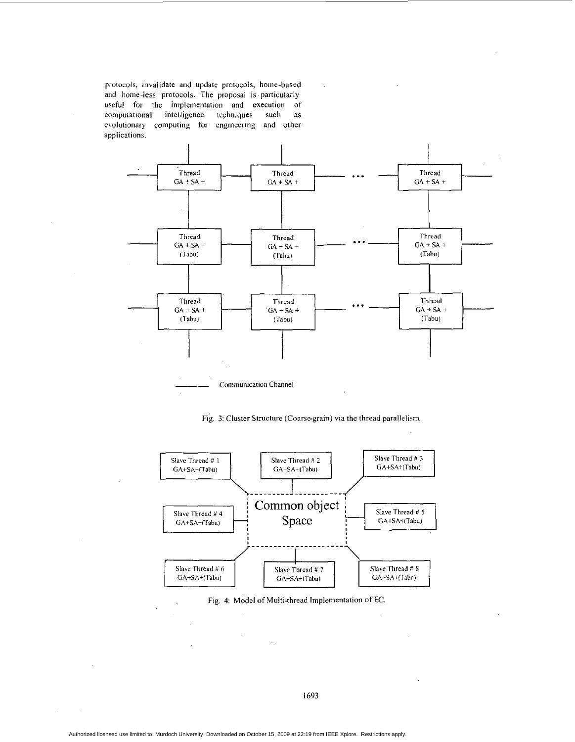protocols, invalidate and update protocols, home-based and home-less protocols. The proposal is particularly useful for the implementation and execution of computational intelligence techniques such as evolutionary computing for engineering and other applications.

Fig. 3: Cluster Structure (Coarse-grain) via the thread parallelism.

Fig. 4: Model of Multi-thread Implementation of EC.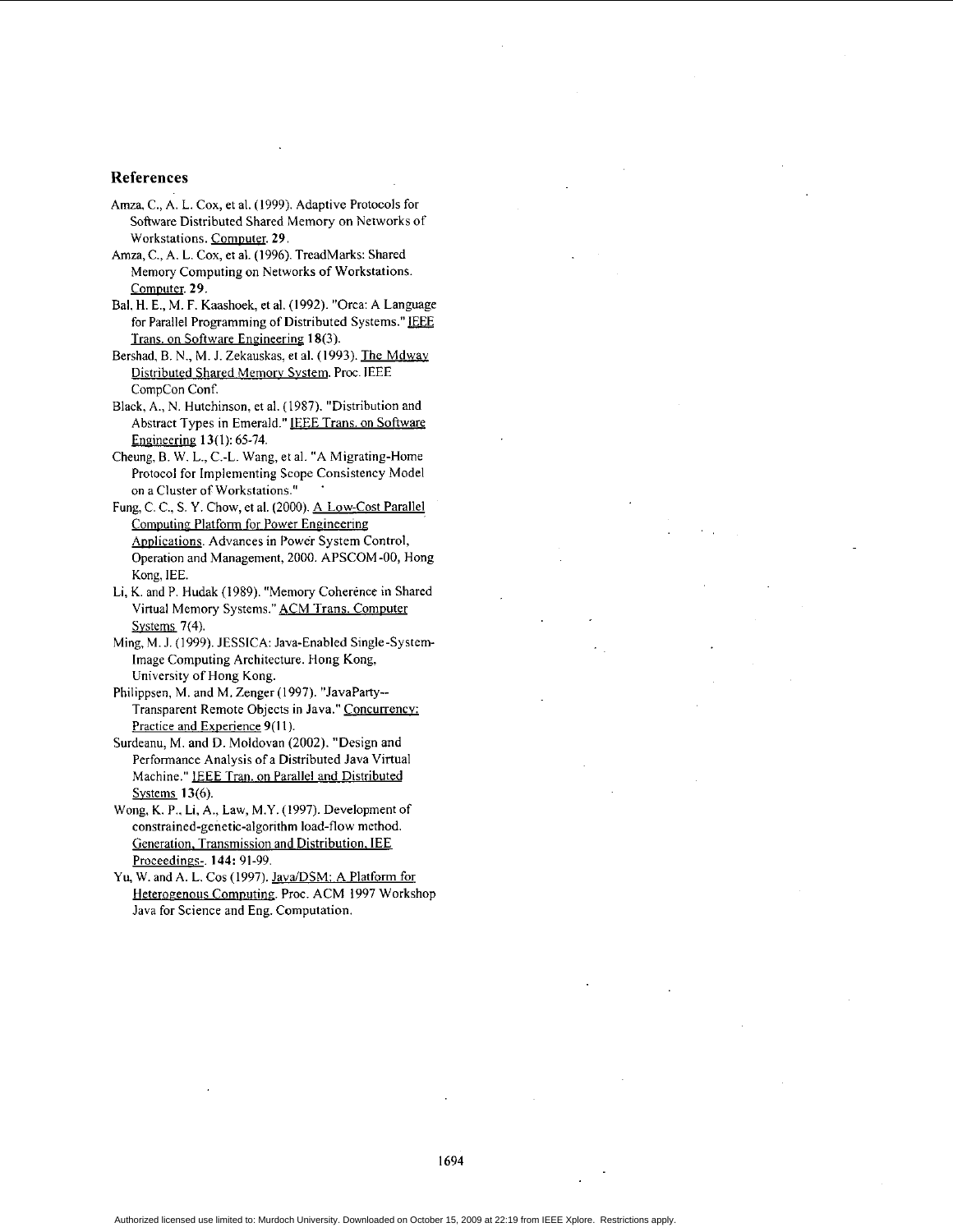## References

Amza, C., A. L. Cox, et al. (1999). Adaptive Protocols for Software Distributed Shared Memory on Networks of Workstations. Computer. **29**.

Amza, C., A. L. Cox, et al. (1996). TreadMarks: Shared Memory Computing on Networks of Workstations. Computer. **29**.

Bal, H. E., M. F. Kaashoek, et al. (1992). "Orca: A Language for Parallel Programming of Distributed Systems." IEEE Trans. on Software Engineering **18**(3).

Bershad, B. N., M. J. Zekauskas, et al. (1993). The Mdway Distributed Shared Memory System. Proc. IEEE CompCon Conf.

Black, A., N. Hutchinson, et al. (1987). "Distribution and Abstract Types in Emerald." IEEE Trans. on Software Engineering **13**(1): 65-74.

Cheung, B. W. L., C.-L. Wang, et al. "A Migrating-Home Protocol for Implementing Scope Consistency Model on a Cluster of Workstations."

Fung, C. C., S. Y. Chow, et al. (2000). A Low-Cost Parallel Computing Platform for Power Engineering Applications. Advances in Power System Control, Operation and Management, 2000. APSCOM-00, Hong Kong, IEE.

Li, K. and P. Hudak (1989). "Memory Coherence in Shared Virtual Memory Systems." ACM Trans. Computer Systems 7(4).

Ming, M. J. (1999). JESSICA: Java-Enabled Single-System-Image Computing Architecture. Hong Kong, University of Hong Kong.

Philippsen, M. and M. Zenger (1997). "JavaParty--Transparent Remote Objects in Java." Concurrency: Practice and Experience **9**(11).

Surdeanu, M. and D. Moldovan (2002). "Design and Performance Analysis of a Distributed Java Virtual Machine." IEEE Tran. on Parallel and Distributed Systems **13**(6).

Wong, K. P., Li, A., Law, M.Y. (1997). Development of constrained-genetic-algorithm load-flow method. Generation, Transmission and Distribution, IEE Proceedings-. **144:** 91-99.

Yu, W. and A. L. Cos (1997). Java/DSM: A Platform for Heterogenous Computing. Proc. ACM 1997 Workshop Java for Science and Eng. Computation.